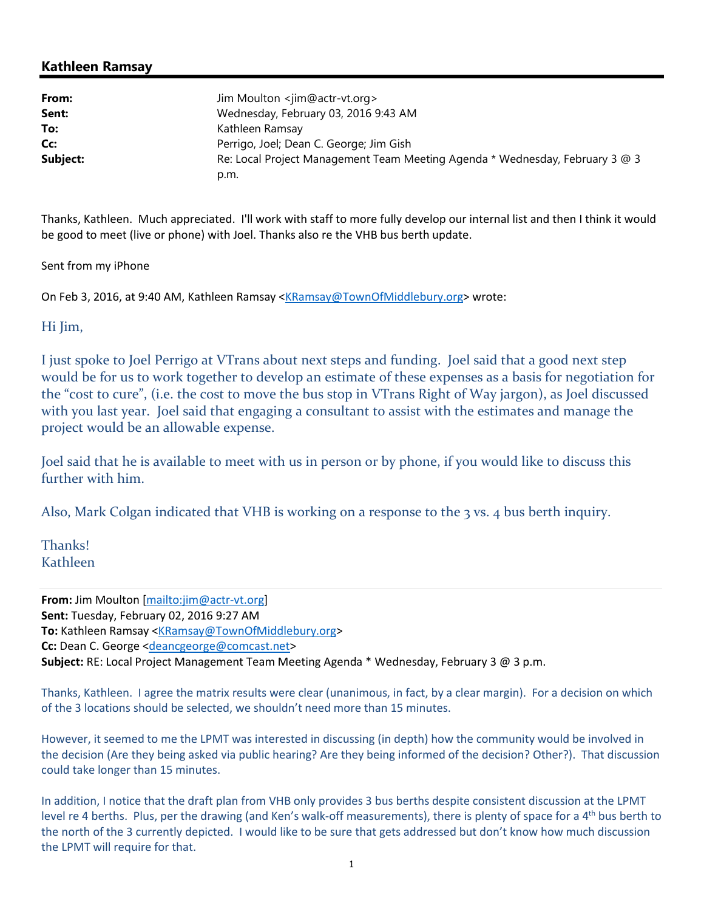## Kathleen Ramsay

| | |
|---|---|
| **From:** | Jim Moulton <jim@actr-vt.org> |
| **Sent:** | Wednesday, February 03, 2016 9:43 AM |
| **To:** | Kathleen Ramsay |
| **Cc:** | Perrigo, Joel; Dean C. George; Jim Gish |
| **Subject:** | Re: Local Project Management Team Meeting Agenda * Wednesday, February 3 @ 3 p.m. |

Thanks, Kathleen. Much appreciated. I'll work with staff to more fully develop our internal list and then I think it would be good to meet (live or phone) with Joel. Thanks also re the VHB bus berth update.

Sent from my iPhone

On Feb 3, 2016, at 9:40 AM, Kathleen Ramsay <KRamsay@TownOfMiddlebury.org> wrote:

Hi Jim,

I just spoke to Joel Perrigo at VTrans about next steps and funding. Joel said that a good next step would be for us to work together to develop an estimate of these expenses as a basis for negotiation for the "cost to cure", (i.e. the cost to move the bus stop in VTrans Right of Way jargon), as Joel discussed with you last year. Joel said that engaging a consultant to assist with the estimates and manage the project would be an allowable expense.

Joel said that he is available to meet with us in person or by phone, if you would like to discuss this further with him.

Also, Mark Colgan indicated that VHB is working on a response to the 3 vs. 4 bus berth inquiry.

Thanks!
Kathleen

---

**From:** Jim Moulton [mailto:jim@actr-vt.org]
**Sent:** Tuesday, February 02, 2016 9:27 AM
**To:** Kathleen Ramsay <KRamsay@TownOfMiddlebury.org>
**Cc:** Dean C. George <deancgeorge@comcast.net>
**Subject:** RE: Local Project Management Team Meeting Agenda * Wednesday, February 3 @ 3 p.m.

Thanks, Kathleen. I agree the matrix results were clear (unanimous, in fact, by a clear margin). For a decision on which of the 3 locations should be selected, we shouldn't need more than 15 minutes.

However, it seemed to me the LPMT was interested in discussing (in depth) how the community would be involved in the decision (Are they being asked via public hearing? Are they being informed of the decision? Other?). That discussion could take longer than 15 minutes.

In addition, I notice that the draft plan from VHB only provides 3 bus berths despite consistent discussion at the LPMT level re 4 berths. Plus, per the drawing (and Ken's walk-off measurements), there is plenty of space for a 4th bus berth to the north of the 3 currently depicted. I would like to be sure that gets addressed but don't know how much discussion the LPMT will require for that.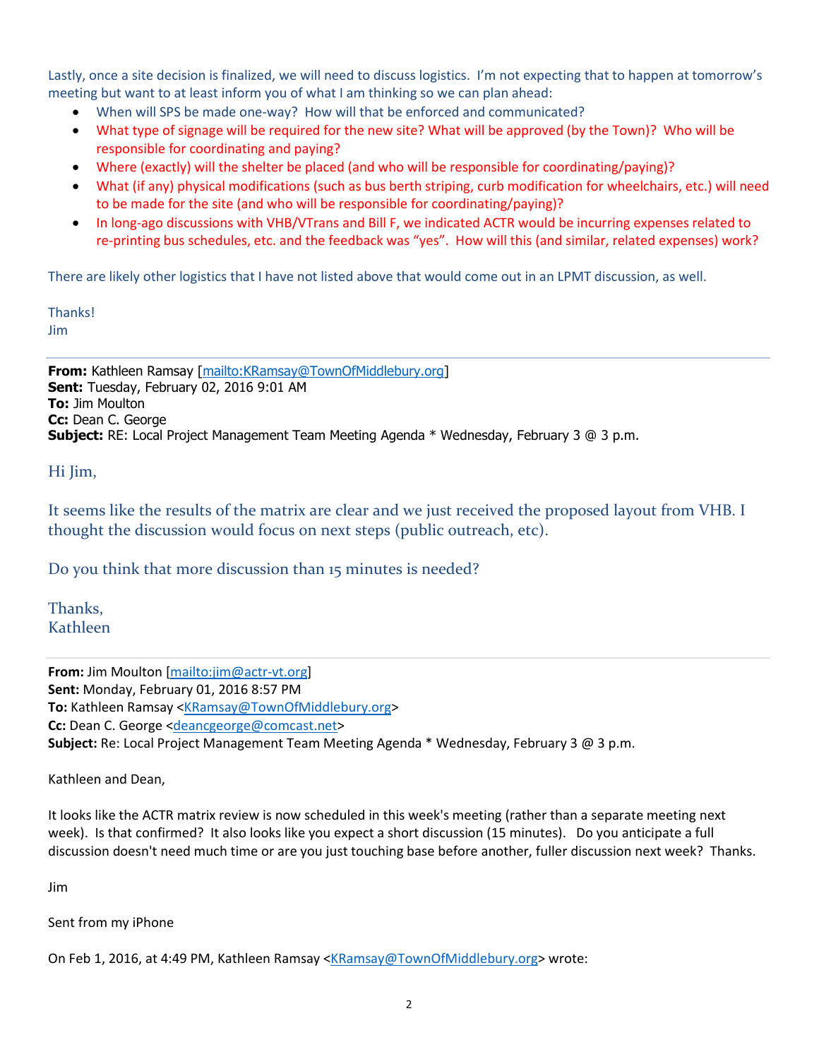Lastly, once a site decision is finalized, we will need to discuss logistics. I'm not expecting that to happen at tomorrow's meeting but want to at least inform you of what I am thinking so we can plan ahead:

- When will SPS be made one-way? How will that be enforced and communicated?
- What type of signage will be required for the new site? What will be approved (by the Town)? Who will be responsible for coordinating and paying?
- Where (exactly) will the shelter be placed (and who will be responsible for coordinating/paying)?
- What (if any) physical modifications (such as bus berth striping, curb modification for wheelchairs, etc.) will need to be made for the site (and who will be responsible for coordinating/paying)?
- In long-ago discussions with VHB/VTrans and Bill F, we indicated ACTR would be incurring expenses related to re-printing bus schedules, etc. and the feedback was "yes". How will this (and similar, related expenses) work?

There are likely other logistics that I have not listed above that would come out in an LPMT discussion, as well.

Thanks!
Jim

---

**From:** Kathleen Ramsay [mailto:KRamsay@TownOfMiddlebury.org]
**Sent:** Tuesday, February 02, 2016 9:01 AM
**To:** Jim Moulton
**Cc:** Dean C. George
**Subject:** RE: Local Project Management Team Meeting Agenda * Wednesday, February 3 @ 3 p.m.

Hi Jim,

It seems like the results of the matrix are clear and we just received the proposed layout from VHB. I thought the discussion would focus on next steps (public outreach, etc).

Do you think that more discussion than 15 minutes is needed?

Thanks,
Kathleen

---

**From:** Jim Moulton [mailto:jim@actr-vt.org]
**Sent:** Monday, February 01, 2016 8:57 PM
**To:** Kathleen Ramsay <KRamsay@TownOfMiddlebury.org>
**Cc:** Dean C. George <deancgeorge@comcast.net>
**Subject:** Re: Local Project Management Team Meeting Agenda * Wednesday, February 3 @ 3 p.m.

Kathleen and Dean,

It looks like the ACTR matrix review is now scheduled in this week's meeting (rather than a separate meeting next week). Is that confirmed? It also looks like you expect a short discussion (15 minutes). Do you anticipate a full discussion doesn't need much time or are you just touching base before another, fuller discussion next week? Thanks.

Jim

Sent from my iPhone

On Feb 1, 2016, at 4:49 PM, Kathleen Ramsay <KRamsay@TownOfMiddlebury.org> wrote: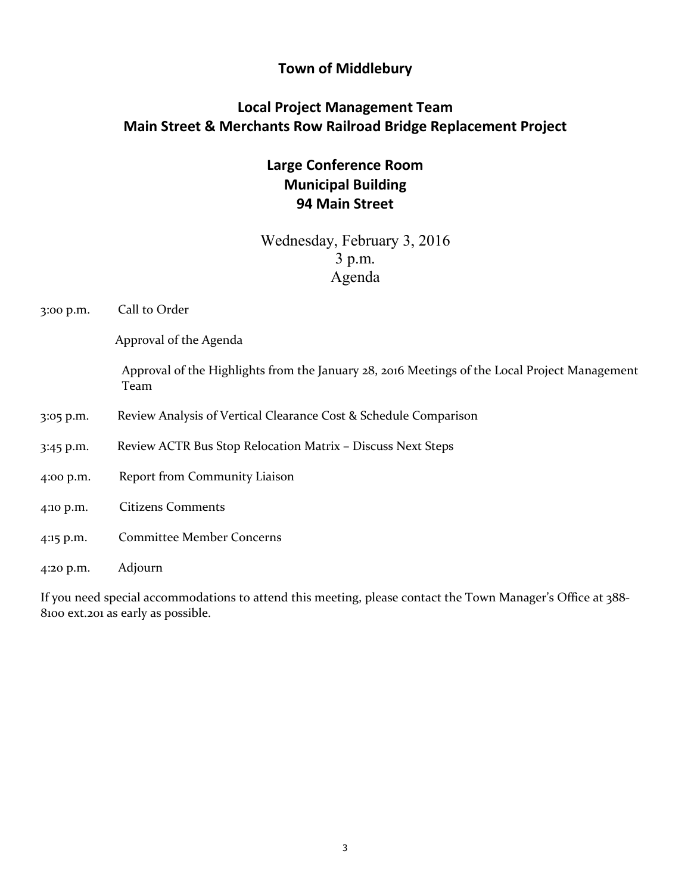## Town of Middlebury

## Local Project Management Team
## Main Street & Merchants Row Railroad Bridge Replacement Project

### Large Conference Room
### Municipal Building
### 94 Main Street

Wednesday, February 3, 2016
3 p.m.
Agenda

3:00 p.m. Call to Order

Approval of the Agenda

Approval of the Highlights from the January 28, 2016 Meetings of the Local Project Management Team

3:05 p.m. Review Analysis of Vertical Clearance Cost & Schedule Comparison

3:45 p.m. Review ACTR Bus Stop Relocation Matrix – Discuss Next Steps

4:00 p.m. Report from Community Liaison

4:10 p.m. Citizens Comments

4:15 p.m. Committee Member Concerns

4:20 p.m. Adjourn

If you need special accommodations to attend this meeting, please contact the Town Manager's Office at 388-8100 ext.201 as early as possible.